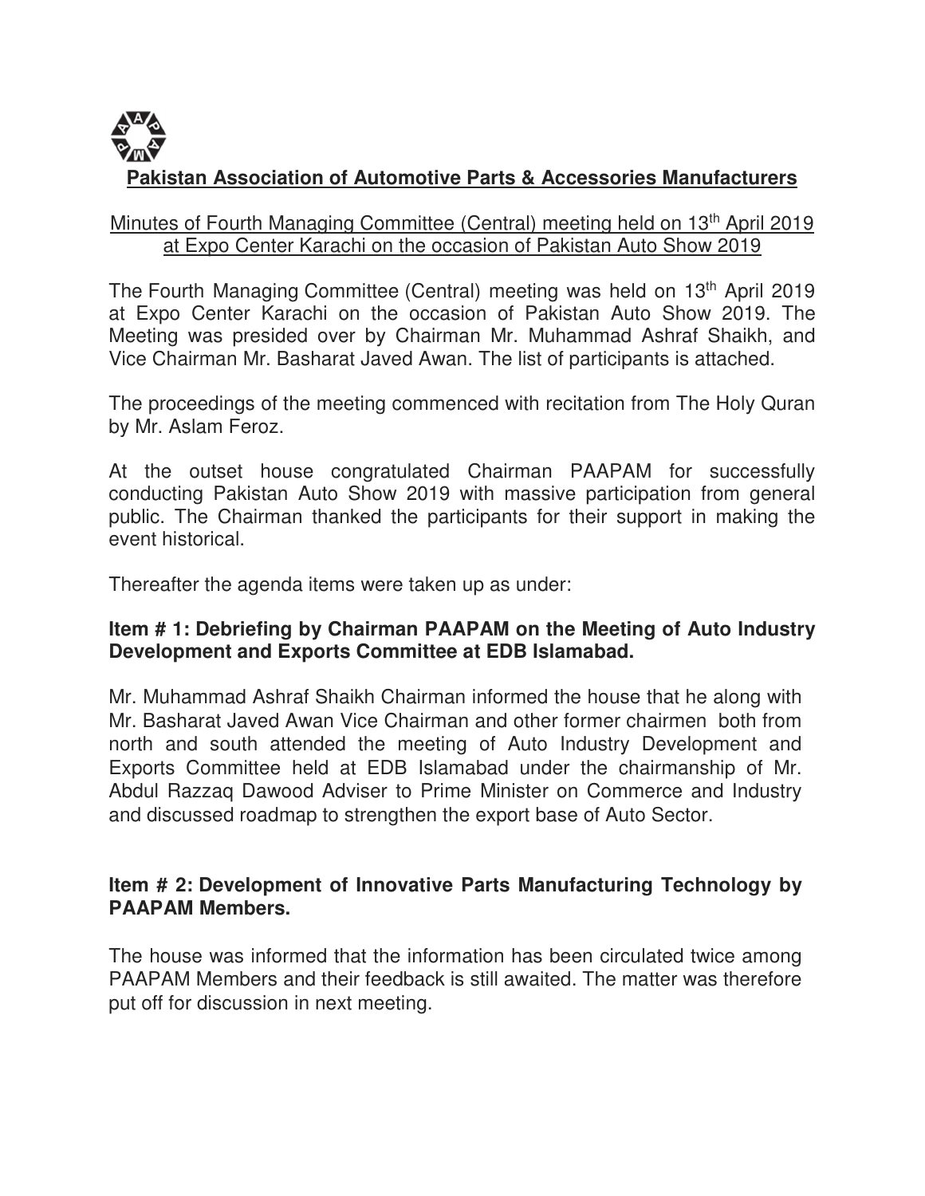# Pakistan Association of Automotive Parts & Accessories Manufacturers

Minutes of Fourth Managing Committee (Central) meeting held on 13th April 2019 at Expo Center Karachi on the occasion of Pakistan Auto Show 2019

The Fourth Managing Committee (Central) meeting was held on 13th April 2019 at Expo Center Karachi on the occasion of Pakistan Auto Show 2019. The Meeting was presided over by Chairman Mr. Muhammad Ashraf Shaikh, and Vice Chairman Mr. Basharat Javed Awan. The list of participants is attached.

The proceedings of the meeting commenced with recitation from The Holy Quran by Mr. Aslam Feroz.

At the outset house congratulated Chairman PAAPAM for successfully conducting Pakistan Auto Show 2019 with massive participation from general public. The Chairman thanked the participants for their support in making the event historical.

Thereafter the agenda items were taken up as under:

**Item # 1: Debriefing by Chairman PAAPAM on the Meeting of Auto Industry Development and Exports Committee at EDB Islamabad.**

Mr. Muhammad Ashraf Shaikh Chairman informed the house that he along with Mr. Basharat Javed Awan Vice Chairman and other former chairmen both from north and south attended the meeting of Auto Industry Development and Exports Committee held at EDB Islamabad under the chairmanship of Mr. Abdul Razzaq Dawood Adviser to Prime Minister on Commerce and Industry and discussed roadmap to strengthen the export base of Auto Sector.

**Item # 2: Development of Innovative Parts Manufacturing Technology by PAAPAM Members.**

The house was informed that the information has been circulated twice among PAAPAM Members and their feedback is still awaited. The matter was therefore put off for discussion in next meeting.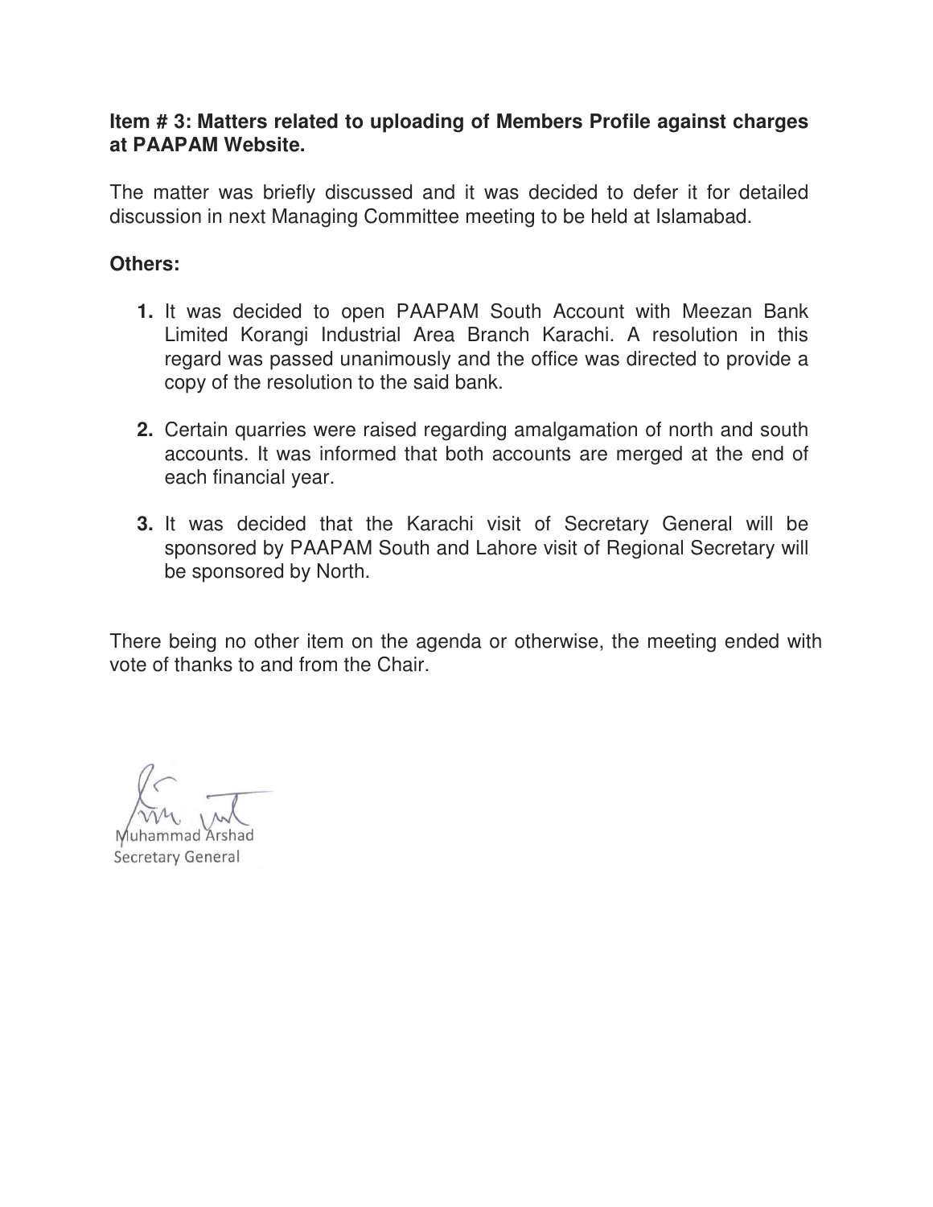**Item # 3: Matters related to uploading of Members Profile against charges at PAAPAM Website.**

The matter was briefly discussed and it was decided to defer it for detailed discussion in next Managing Committee meeting to be held at Islamabad.

**Others:**

1. It was decided to open PAAPAM South Account with Meezan Bank Limited Korangi Industrial Area Branch Karachi. A resolution in this regard was passed unanimously and the office was directed to provide a copy of the resolution to the said bank.

2. Certain quarries were raised regarding amalgamation of north and south accounts. It was informed that both accounts are merged at the end of each financial year.

3. It was decided that the Karachi visit of Secretary General will be sponsored by PAAPAM South and Lahore visit of Regional Secretary will be sponsored by North.

There being no other item on the agenda or otherwise, the meeting ended with vote of thanks to and from the Chair.

Muhammad Arshad
Secretary General